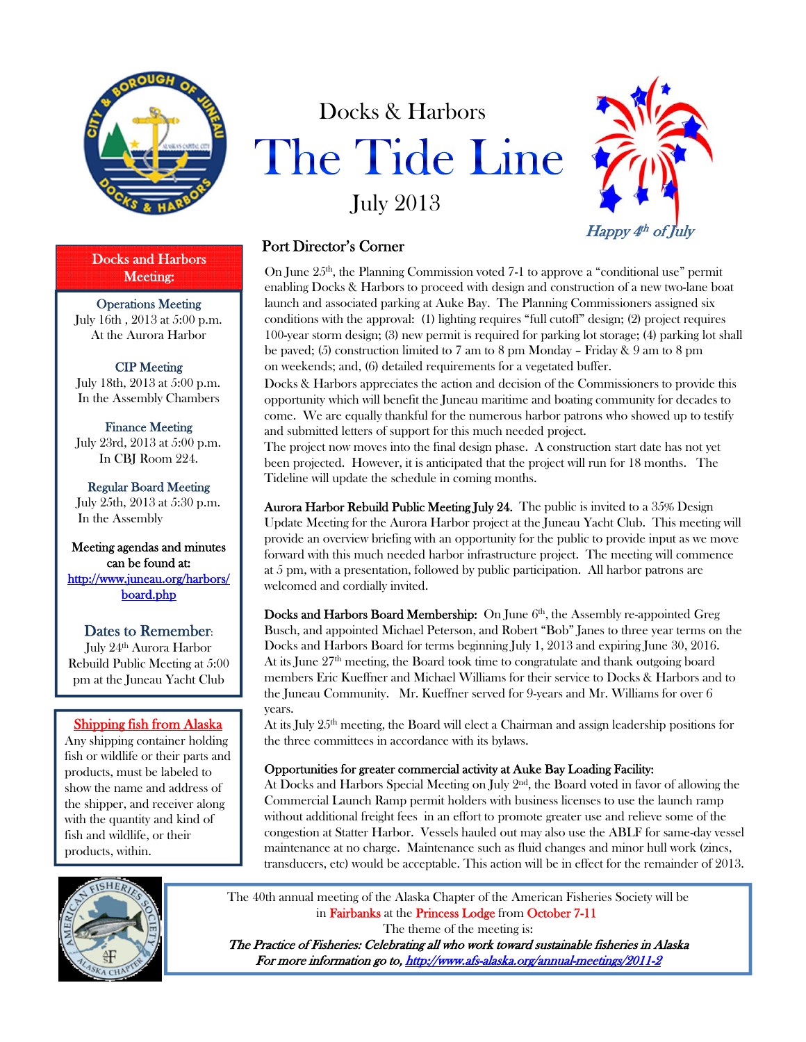# Docks & Harbors

# The Tide Line

July 2013

*Happy 4th of July*

## Docks and Harbors Meeting:

**Operations Meeting**
July 16th , 2013 at 5:00 p.m.
At the Aurora Harbor

**CIP Meeting**
July 18th, 2013 at 5:00 p.m.
In the Assembly Chambers

**Finance Meeting**
July 23rd, 2013 at 5:00 p.m.
In CBJ Room 224.

**Regular Board Meeting**
July 25th, 2013 at 5:30 p.m.
In the Assembly

Meeting agendas and minutes can be found at:
http://www.juneau.org/harbors/board.php

**Dates to Remember:**
July 24th Aurora Harbor Rebuild Public Meeting at 5:00 pm at the Juneau Yacht Club

**Shipping fish from Alaska**

Any shipping container holding fish or wildlife or their parts and products, must be labeled to show the name and address of the shipper, and receiver along with the quantity and kind of fish and wildlife, or their products, within.

## Port Director's Corner

On June 25th, the Planning Commission voted 7-1 to approve a "conditional use" permit enabling Docks & Harbors to proceed with design and construction of a new two-lane boat launch and associated parking at Auke Bay. The Planning Commissioners assigned six conditions with the approval: (1) lighting requires "full cutoff" design; (2) project requires 100-year storm design; (3) new permit is required for parking lot storage; (4) parking lot shall be paved; (5) construction limited to 7 am to 8 pm Monday – Friday & 9 am to 8 pm on weekends; and, (6) detailed requirements for a vegetated buffer.

Docks & Harbors appreciates the action and decision of the Commissioners to provide this opportunity which will benefit the Juneau maritime and boating community for decades to come. We are equally thankful for the numerous harbor patrons who showed up to testify and submitted letters of support for this much needed project.

The project now moves into the final design phase. A construction start date has not yet been projected. However, it is anticipated that the project will run for 18 months. The Tideline will update the schedule in coming months.

**Aurora Harbor Rebuild Public Meeting July 24.** The public is invited to a 35% Design Update Meeting for the Aurora Harbor project at the Juneau Yacht Club. This meeting will provide an overview briefing with an opportunity for the public to provide input as we move forward with this much needed harbor infrastructure project. The meeting will commence at 5 pm, with a presentation, followed by public participation. All harbor patrons are welcomed and cordially invited.

**Docks and Harbors Board Membership:** On June 6th, the Assembly re-appointed Greg Busch, and appointed Michael Peterson, and Robert "Bob" Janes to three year terms on the Docks and Harbors Board for terms beginning July 1, 2013 and expiring June 30, 2016.

At its June 27th meeting, the Board took time to congratulate and thank outgoing board members Eric Kueffner and Michael Williams for their service to Docks & Harbors and to the Juneau Community. Mr. Kueffner served for 9-years and Mr. Williams for over 6 years.

At its July 25th meeting, the Board will elect a Chairman and assign leadership positions for the three committees in accordance with its bylaws.

**Opportunities for greater commercial activity at Auke Bay Loading Facility:**

At Docks and Harbors Special Meeting on July 2nd, the Board voted in favor of allowing the Commercial Launch Ramp permit holders with business licenses to use the launch ramp without additional freight fees in an effort to promote greater use and relieve some of the congestion at Statter Harbor. Vessels hauled out may also use the ABLF for same-day vessel maintenance at no charge. Maintenance such as fluid changes and minor hull work (zincs, transducers, etc) would be acceptable. This action will be in effect for the remainder of 2013.

The 40th annual meeting of the Alaska Chapter of the American Fisheries Society will be in Fairbanks at the Princess Lodge from October 7-11

The theme of the meeting is:

***The Practice of Fisheries: Celebrating all who work toward sustainable fisheries in Alaska***

***For more information go to, http://www.afs-alaska.org/annual-meetings/2011-2***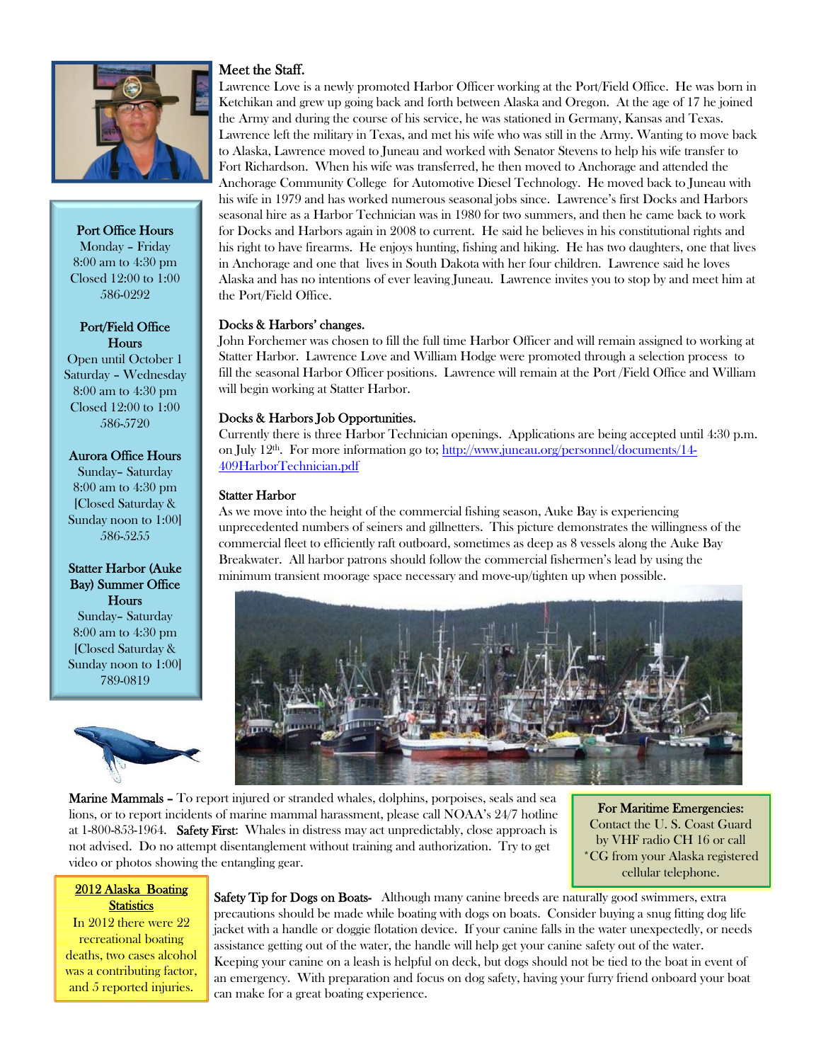## Meet the Staff.

Lawrence Love is a newly promoted Harbor Officer working at the Port/Field Office. He was born in Ketchikan and grew up going back and forth between Alaska and Oregon. At the age of 17 he joined the Army and during the course of his service, he was stationed in Germany, Kansas and Texas. Lawrence left the military in Texas, and met his wife who was still in the Army. Wanting to move back to Alaska, Lawrence moved to Juneau and worked with Senator Stevens to help his wife transfer to Fort Richardson. When his wife was transferred, he then moved to Anchorage and attended the Anchorage Community College for Automotive Diesel Technology. He moved back to Juneau with his wife in 1979 and has worked numerous seasonal jobs since. Lawrence's first Docks and Harbors seasonal hire as a Harbor Technician was in 1980 for two summers, and then he came back to work for Docks and Harbors again in 2008 to current. He said he believes in his constitutional rights and his right to have firearms. He enjoys hunting, fishing and hiking. He has two daughters, one that lives in Anchorage and one that lives in South Dakota with her four children. Lawrence said he loves Alaska and has no intentions of ever leaving Juneau. Lawrence invites you to stop by and meet him at the Port/Field Office.

**Port Office Hours**
Monday – Friday
8:00 am to 4:30 pm
Closed 12:00 to 1:00
586-0292

**Port/Field Office Hours**
Open until October 1
Saturday – Wednesday
8:00 am to 4:30 pm
Closed 12:00 to 1:00
586-5720

**Aurora Office Hours**
Sunday– Saturday
8:00 am to 4:30 pm
[Closed Saturday & Sunday noon to 1:00]
586-5255

**Statter Harbor (Auke Bay) Summer Office Hours**
Sunday– Saturday
8:00 am to 4:30 pm
[Closed Saturday & Sunday noon to 1:00]
789-0819

## Docks & Harbors' changes.

John Forchemer was chosen to fill the full time Harbor Officer and will remain assigned to working at Statter Harbor. Lawrence Love and William Hodge were promoted through a selection process to fill the seasonal Harbor Officer positions. Lawrence will remain at the Port /Field Office and William will begin working at Statter Harbor.

## Docks & Harbors Job Opportunities.

Currently there is three Harbor Technician openings. Applications are being accepted until 4:30 p.m. on July 12th. For more information go to; http://www.juneau.org/personnel/documents/14-409HarborTechnician.pdf

## Statter Harbor

As we move into the height of the commercial fishing season, Auke Bay is experiencing unprecedented numbers of seiners and gillnetters. This picture demonstrates the willingness of the commercial fleet to efficiently raft outboard, sometimes as deep as 8 vessels along the Auke Bay Breakwater. All harbor patrons should follow the commercial fishermen's lead by using the minimum transient moorage space necessary and move-up/tighten up when possible.

**Marine Mammals –** To report injured or stranded whales, dolphins, porpoises, seals and sea lions, or to report incidents of marine mammal harassment, please call NOAA's 24/7 hotline at 1-800-853-1964. **Safety First:** Whales in distress may act unpredictably, close approach is not advised. Do no attempt disentanglement without training and authorization. Try to get video or photos showing the entangling gear.

**For Maritime Emergencies:**
Contact the U. S. Coast Guard by VHF radio CH 16 or call *CG from your Alaska registered cellular telephone.

**2012 Alaska Boating Statistics**
In 2012 there were 22 recreational boating deaths, two cases alcohol was a contributing factor, and 5 reported injuries.

**Safety Tip for Dogs on Boats-** Although many canine breeds are naturally good swimmers, extra precautions should be made while boating with dogs on boats. Consider buying a snug fitting dog life jacket with a handle or doggie flotation device. If your canine falls in the water unexpectedly, or needs assistance getting out of the water, the handle will help get your canine safety out of the water. Keeping your canine on a leash is helpful on deck, but dogs should not be tied to the boat in event of an emergency. With preparation and focus on dog safety, having your furry friend onboard your boat can make for a great boating experience.